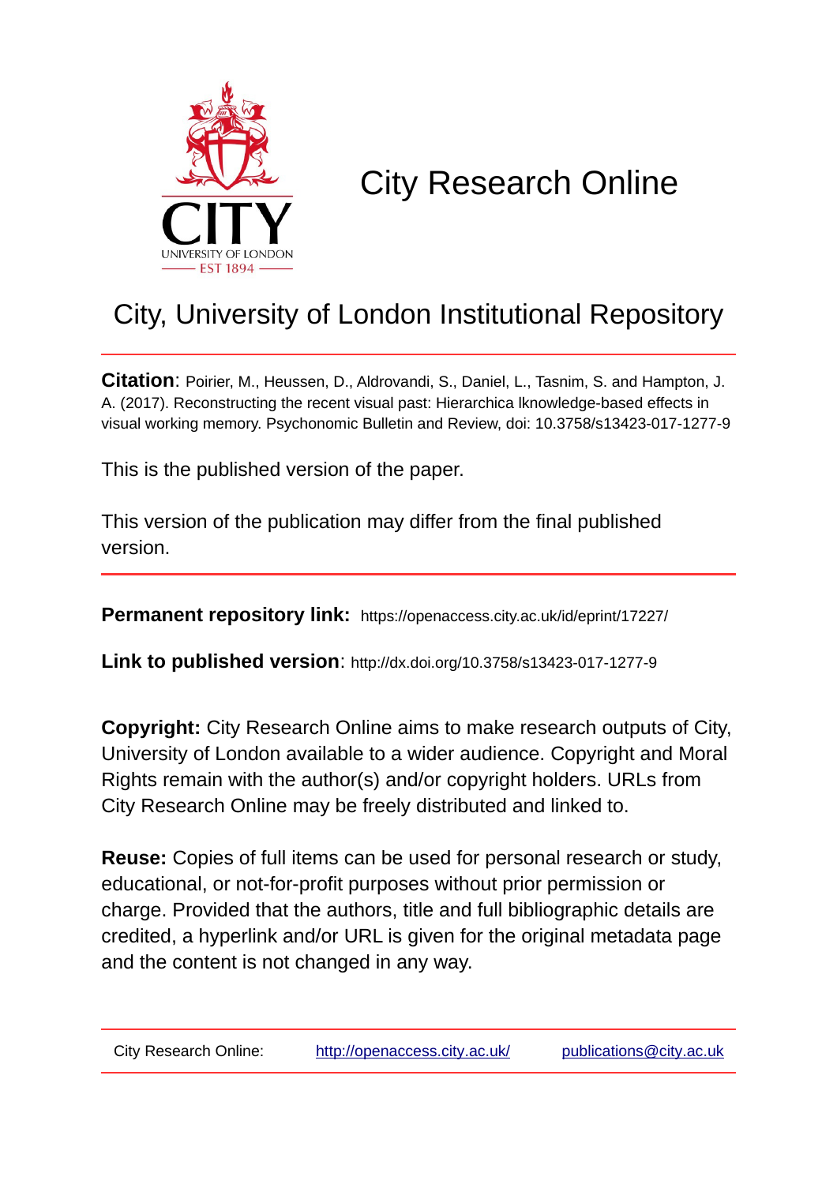# City Research Online

## City, University of London Institutional Repository

**Citation**: Poirier, M., Heussen, D., Aldrovandi, S., Daniel, L., Tasnim, S. and Hampton, J. A. (2017). Reconstructing the recent visual past: Hierarchica lknowledge-based effects in visual working memory. Psychonomic Bulletin and Review, doi: 10.3758/s13423-017-1277-9

This is the published version of the paper.

This version of the publication may differ from the final published version.

**Permanent repository link:** https://openaccess.city.ac.uk/id/eprint/17227/

**Link to published version**: http://dx.doi.org/10.3758/s13423-017-1277-9

**Copyright:** City Research Online aims to make research outputs of City, University of London available to a wider audience. Copyright and Moral Rights remain with the author(s) and/or copyright holders. URLs from City Research Online may be freely distributed and linked to.

**Reuse:** Copies of full items can be used for personal research or study, educational, or not-for-profit purposes without prior permission or charge. Provided that the authors, title and full bibliographic details are credited, a hyperlink and/or URL is given for the original metadata page and the content is not changed in any way.

City Research Online: http://openaccess.city.ac.uk/ publications@city.ac.uk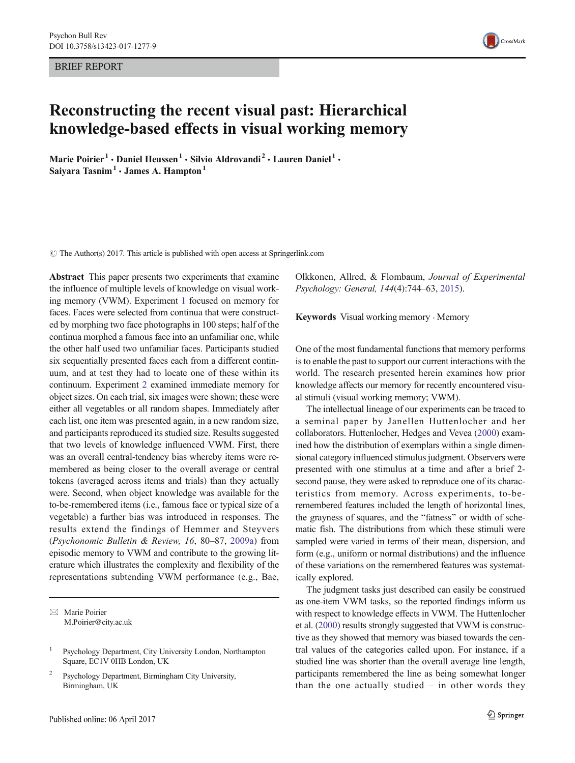BRIEF REPORT

# Reconstructing the recent visual past: Hierarchical knowledge-based effects in visual working memory

**Marie Poirier**[1] · **Daniel Heussen**[1] · **Silvio Aldrovandi**[2] · **Lauren Daniel**[1] · **Saiyara Tasnim**[1] · **James A. Hampton**[1]

© The Author(s) 2017. This article is published with open access at Springerlink.com

**Abstract** This paper presents two experiments that examine the influence of multiple levels of knowledge on visual working memory (VWM). Experiment 1 focused on memory for faces. Faces were selected from continua that were constructed by morphing two face photographs in 100 steps; half of the continua morphed a famous face into an unfamiliar one, while the other half used two unfamiliar faces. Participants studied six sequentially presented faces each from a different continuum, and at test they had to locate one of these within its continuum. Experiment 2 examined immediate memory for object sizes. On each trial, six images were shown; these were either all vegetables or all random shapes. Immediately after each list, one item was presented again, in a new random size, and participants reproduced its studied size. Results suggested that two levels of knowledge influenced VWM. First, there was an overall central-tendency bias whereby items were remembered as being closer to the overall average or central tokens (averaged across items and trials) than they actually were. Second, when object knowledge was available for the to-be-remembered items (i.e., famous face or typical size of a vegetable) a further bias was introduced in responses. The results extend the findings of Hemmer and Steyvers (*Psychonomic Bulletin & Review, 16*, 80–87, 2009a) from episodic memory to VWM and contribute to the growing literature which illustrates the complexity and flexibility of the representations subtending VWM performance (e.g., Bae, Olkkonen, Allred, & Flombaum, *Journal of Experimental Psychology: General, 144*(4):744–63, 2015).

**Keywords** Visual working memory · Memory

One of the most fundamental functions that memory performs is to enable the past to support our current interactions with the world. The research presented herein examines how prior knowledge affects our memory for recently encountered visual stimuli (visual working memory; VWM).

The intellectual lineage of our experiments can be traced to a seminal paper by Janellen Huttenlocher and her collaborators. Huttenlocher, Hedges and Vevea (2000) examined how the distribution of exemplars within a single dimensional category influenced stimulus judgment. Observers were presented with one stimulus at a time and after a brief 2-second pause, they were asked to reproduce one of its characteristics from memory. Across experiments, to-be-remembered features included the length of horizontal lines, the grayness of squares, and the "fatness" or width of schematic fish. The distributions from which these stimuli were sampled were varied in terms of their mean, dispersion, and form (e.g., uniform or normal distributions) and the influence of these variations on the remembered features was systematically explored.

The judgment tasks just described can easily be construed as one-item VWM tasks, so the reported findings inform us with respect to knowledge effects in VWM. The Huttenlocher et al. (2000) results strongly suggested that VWM is constructive as they showed that memory was biased towards the central values of the categories called upon. For instance, if a studied line was shorter than the overall average line length, participants remembered the line as being somewhat longer than the one actually studied – in other words they

✉ Marie Poirier
M.Poirier@city.ac.uk

[1] Psychology Department, City University London, Northampton Square, EC1V 0HB London, UK

[2] Psychology Department, Birmingham City University, Birmingham, UK

Published online: 06 April 2017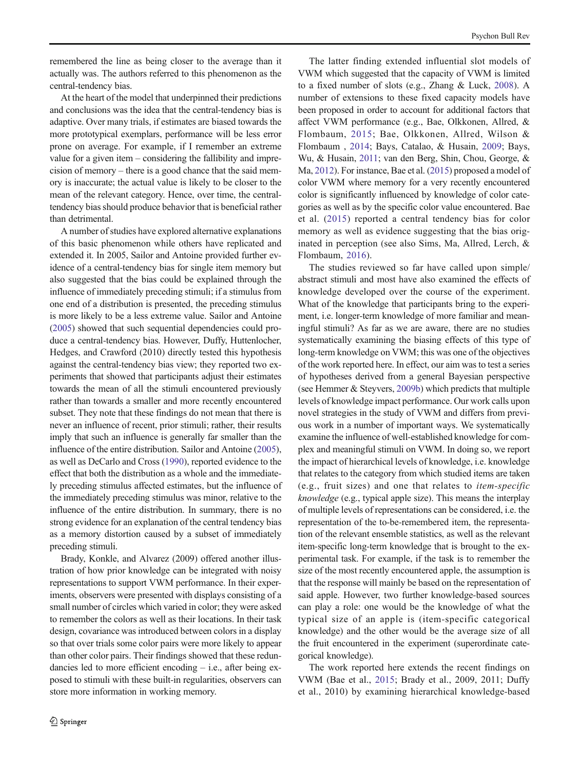remembered the line as being closer to the average than it actually was. The authors referred to this phenomenon as the central-tendency bias.

At the heart of the model that underpinned their predictions and conclusions was the idea that the central-tendency bias is adaptive. Over many trials, if estimates are biased towards the more prototypical exemplars, performance will be less error prone on average. For example, if I remember an extreme value for a given item – considering the fallibility and imprecision of memory – there is a good chance that the said memory is inaccurate; the actual value is likely to be closer to the mean of the relevant category. Hence, over time, the central-tendency bias should produce behavior that is beneficial rather than detrimental.

A number of studies have explored alternative explanations of this basic phenomenon while others have replicated and extended it. In 2005, Sailor and Antoine provided further evidence of a central-tendency bias for single item memory but also suggested that the bias could be explained through the influence of immediately preceding stimuli; if a stimulus from one end of a distribution is presented, the preceding stimulus is more likely to be a less extreme value. Sailor and Antoine (2005) showed that such sequential dependencies could produce a central-tendency bias. However, Duffy, Huttenlocher, Hedges, and Crawford (2010) directly tested this hypothesis against the central-tendency bias view; they reported two experiments that showed that participants adjust their estimates towards the mean of all the stimuli encountered previously rather than towards a smaller and more recently encountered subset. They note that these findings do not mean that there is never an influence of recent, prior stimuli; rather, their results imply that such an influence is generally far smaller than the influence of the entire distribution. Sailor and Antoine (2005), as well as DeCarlo and Cross (1990), reported evidence to the effect that both the distribution as a whole and the immediately preceding stimulus affected estimates, but the influence of the immediately preceding stimulus was minor, relative to the influence of the entire distribution. In summary, there is no strong evidence for an explanation of the central tendency bias as a memory distortion caused by a subset of immediately preceding stimuli.

Brady, Konkle, and Alvarez (2009) offered another illustration of how prior knowledge can be integrated with noisy representations to support VWM performance. In their experiments, observers were presented with displays consisting of a small number of circles which varied in color; they were asked to remember the colors as well as their locations. In their task design, covariance was introduced between colors in a display so that over trials some color pairs were more likely to appear than other color pairs. Their findings showed that these redundancies led to more efficient encoding – i.e., after being exposed to stimuli with these built-in regularities, observers can store more information in working memory.

The latter finding extended influential slot models of VWM which suggested that the capacity of VWM is limited to a fixed number of slots (e.g., Zhang & Luck, 2008). A number of extensions to these fixed capacity models have been proposed in order to account for additional factors that affect VWM performance (e.g., Bae, Olkkonen, Allred, & Flombaum, 2015; Bae, Olkkonen, Allred, Wilson & Flombaum , 2014; Bays, Catalao, & Husain, 2009; Bays, Wu, & Husain, 2011; van den Berg, Shin, Chou, George, & Ma, 2012). For instance, Bae et al. (2015) proposed a model of color VWM where memory for a very recently encountered color is significantly influenced by knowledge of color categories as well as by the specific color value encountered. Bae et al. (2015) reported a central tendency bias for color memory as evidence suggesting that the bias originated in perception (see also Sims, Ma, Allred, Lerch, & Flombaum, 2016).

The studies reviewed so far have called upon simple/abstract stimuli and most have also examined the effects of knowledge developed over the course of the experiment. What of the knowledge that participants bring to the experiment, i.e. longer-term knowledge of more familiar and meaningful stimuli? As far as we are aware, there are no studies systematically examining the biasing effects of this type of long-term knowledge on VWM; this was one of the objectives of the work reported here. In effect, our aim was to test a series of hypotheses derived from a general Bayesian perspective (see Hemmer & Steyvers, 2009b) which predicts that multiple levels of knowledge impact performance. Our work calls upon novel strategies in the study of VWM and differs from previous work in a number of important ways. We systematically examine the influence of well-established knowledge for complex and meaningful stimuli on VWM. In doing so, we report the impact of hierarchical levels of knowledge, i.e. knowledge that relates to the category from which studied items are taken (e.g., fruit sizes) and one that relates to *item-specific knowledge* (e.g., typical apple size). This means the interplay of multiple levels of representations can be considered, i.e. the representation of the to-be-remembered item, the representation of the relevant ensemble statistics, as well as the relevant item-specific long-term knowledge that is brought to the experimental task. For example, if the task is to remember the size of the most recently encountered apple, the assumption is that the response will mainly be based on the representation of said apple. However, two further knowledge-based sources can play a role: one would be the knowledge of what the typical size of an apple is (item-specific categorical knowledge) and the other would be the average size of all the fruit encountered in the experiment (superordinate categorical knowledge).

The work reported here extends the recent findings on VWM (Bae et al., 2015; Brady et al., 2009, 2011; Duffy et al., 2010) by examining hierarchical knowledge-based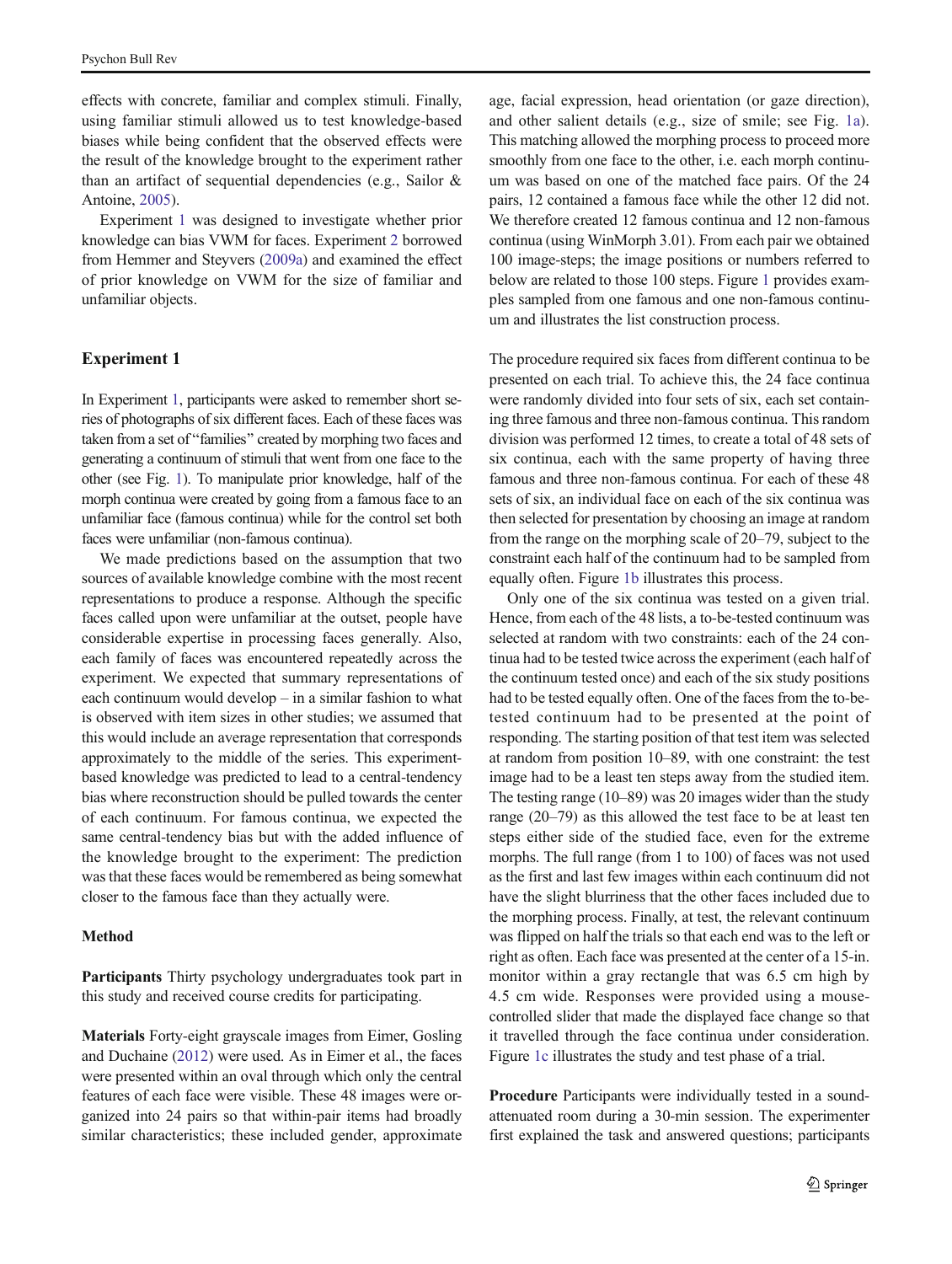effects with concrete, familiar and complex stimuli. Finally, using familiar stimuli allowed us to test knowledge-based biases while being confident that the observed effects were the result of the knowledge brought to the experiment rather than an artifact of sequential dependencies (e.g., Sailor & Antoine, 2005).

Experiment 1 was designed to investigate whether prior knowledge can bias VWM for faces. Experiment 2 borrowed from Hemmer and Steyvers (2009a) and examined the effect of prior knowledge on VWM for the size of familiar and unfamiliar objects.

## Experiment 1

In Experiment 1, participants were asked to remember short series of photographs of six different faces. Each of these faces was taken from a set of "families" created by morphing two faces and generating a continuum of stimuli that went from one face to the other (see Fig. 1). To manipulate prior knowledge, half of the morph continua were created by going from a famous face to an unfamiliar face (famous continua) while for the control set both faces were unfamiliar (non-famous continua).

We made predictions based on the assumption that two sources of available knowledge combine with the most recent representations to produce a response. Although the specific faces called upon were unfamiliar at the outset, people have considerable expertise in processing faces generally. Also, each family of faces was encountered repeatedly across the experiment. We expected that summary representations of each continuum would develop – in a similar fashion to what is observed with item sizes in other studies; we assumed that this would include an average representation that corresponds approximately to the middle of the series. This experiment-based knowledge was predicted to lead to a central-tendency bias where reconstruction should be pulled towards the center of each continuum. For famous continua, we expected the same central-tendency bias but with the added influence of the knowledge brought to the experiment: The prediction was that these faces would be remembered as being somewhat closer to the famous face than they actually were.

### Method

**Participants** Thirty psychology undergraduates took part in this study and received course credits for participating.

**Materials** Forty-eight grayscale images from Eimer, Gosling and Duchaine (2012) were used. As in Eimer et al., the faces were presented within an oval through which only the central features of each face were visible. These 48 images were organized into 24 pairs so that within-pair items had broadly similar characteristics; these included gender, approximate age, facial expression, head orientation (or gaze direction), and other salient details (e.g., size of smile; see Fig. 1a). This matching allowed the morphing process to proceed more smoothly from one face to the other, i.e. each morph continuum was based on one of the matched face pairs. Of the 24 pairs, 12 contained a famous face while the other 12 did not. We therefore created 12 famous continua and 12 non-famous continua (using WinMorph 3.01). From each pair we obtained 100 image-steps; the image positions or numbers referred to below are related to those 100 steps. Figure 1 provides examples sampled from one famous and one non-famous continuum and illustrates the list construction process.

The procedure required six faces from different continua to be presented on each trial. To achieve this, the 24 face continua were randomly divided into four sets of six, each set containing three famous and three non-famous continua. This random division was performed 12 times, to create a total of 48 sets of six continua, each with the same property of having three famous and three non-famous continua. For each of these 48 sets of six, an individual face on each of the six continua was then selected for presentation by choosing an image at random from the range on the morphing scale of 20–79, subject to the constraint each half of the continuum had to be sampled from equally often. Figure 1b illustrates this process.

Only one of the six continua was tested on a given trial. Hence, from each of the 48 lists, a to-be-tested continuum was selected at random with two constraints: each of the 24 continua had to be tested twice across the experiment (each half of the continuum tested once) and each of the six study positions had to be tested equally often. One of the faces from the to-be-tested continuum had to be presented at the point of responding. The starting position of that test item was selected at random from position 10–89, with one constraint: the test image had to be a least ten steps away from the studied item. The testing range (10–89) was 20 images wider than the study range (20–79) as this allowed the test face to be at least ten steps either side of the studied face, even for the extreme morphs. The full range (from 1 to 100) of faces was not used as the first and last few images within each continuum did not have the slight blurriness that the other faces included due to the morphing process. Finally, at test, the relevant continuum was flipped on half the trials so that each end was to the left or right as often. Each face was presented at the center of a 15-in. monitor within a gray rectangle that was 6.5 cm high by 4.5 cm wide. Responses were provided using a mouse-controlled slider that made the displayed face change so that it travelled through the face continua under consideration. Figure 1c illustrates the study and test phase of a trial.

**Procedure** Participants were individually tested in a sound-attenuated room during a 30-min session. The experimenter first explained the task and answered questions; participants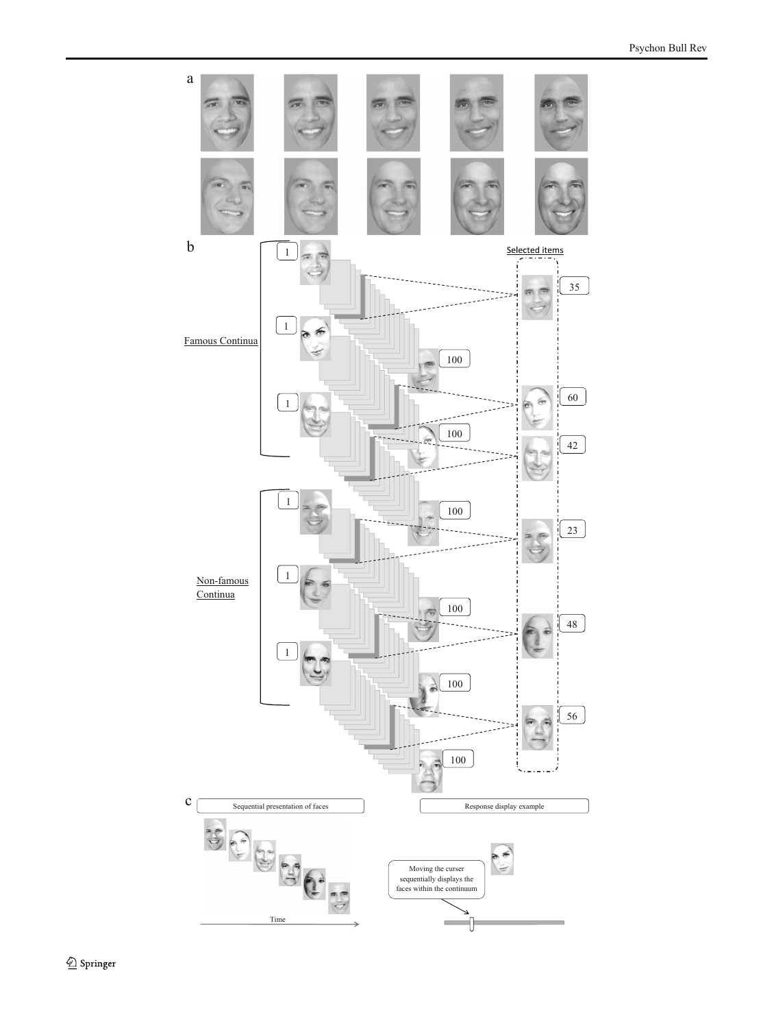a

b

Famous Continua

Non-famous Continua

Selected items

1

100

35

60

42

23

48

56

c

Sequential presentation of faces

Time

Response display example

Moving the curser sequentially displays the faces within the continuum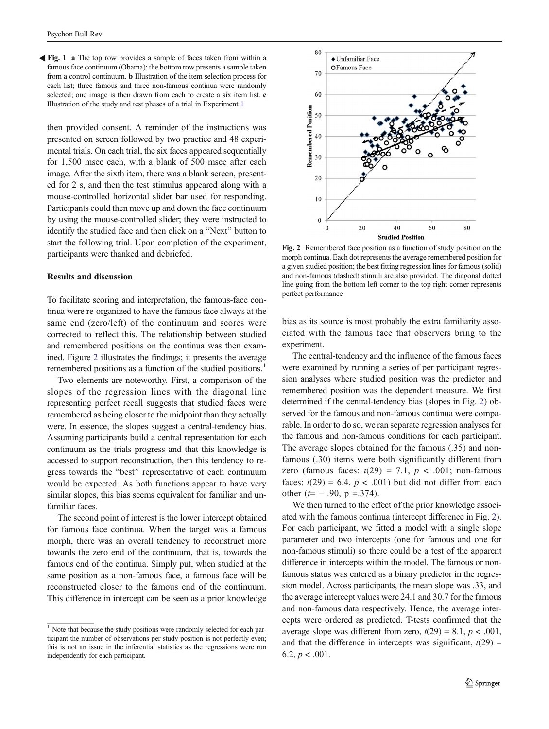**Fig. 1** **a** The top row provides a sample of faces taken from within a famous face continuum (Obama); the bottom row presents a sample taken from a control continuum. **b** Illustration of the item selection process for each list; three famous and three non-famous continua were randomly selected; one image is then drawn from each to create a six item list. **c** Illustration of the study and test phases of a trial in Experiment 1

then provided consent. A reminder of the instructions was presented on screen followed by two practice and 48 experimental trials. On each trial, the six faces appeared sequentially for 1,500 msec each, with a blank of 500 msec after each image. After the sixth item, there was a blank screen, presented for 2 s, and then the test stimulus appeared along with a mouse-controlled horizontal slider bar used for responding. Participants could then move up and down the face continuum by using the mouse-controlled slider; they were instructed to identify the studied face and then click on a "Next" button to start the following trial. Upon completion of the experiment, participants were thanked and debriefed.

### Results and discussion

To facilitate scoring and interpretation, the famous-face continua were re-organized to have the famous face always at the same end (zero/left) of the continuum and scores were corrected to reflect this. The relationship between studied and remembered positions on the continua was then examined. Figure 2 illustrates the findings; it presents the average remembered positions as a function of the studied positions.[1]

Two elements are noteworthy. First, a comparison of the slopes of the regression lines with the diagonal line representing perfect recall suggests that studied faces were remembered as being closer to the midpoint than they actually were. In essence, the slopes suggest a central-tendency bias. Assuming participants build a central representation for each continuum as the trials progress and that this knowledge is accessed to support reconstruction, then this tendency to regress towards the "best" representative of each continuum would be expected. As both functions appear to have very similar slopes, this bias seems equivalent for familiar and unfamiliar faces.

The second point of interest is the lower intercept obtained for famous face continua. When the target was a famous morph, there was an overall tendency to reconstruct more towards the zero end of the continuum, that is, towards the famous end of the continua. Simply put, when studied at the same position as a non-famous face, a famous face will be reconstructed closer to the famous end of the continuum. This difference in intercept can be seen as a prior knowledge bias as its source is most probably the extra familiarity associated with the famous face that observers bring to the experiment.

**Fig. 2** Remembered face position as a function of study position on the morph continua. Each dot represents the average remembered position for a given studied position; the best fitting regression lines for famous (solid) and non-famous (dashed) stimuli are also provided. The diagonal dotted line going from the bottom left corner to the top right corner represents perfect performance

The central-tendency and the influence of the famous faces were examined by running a series of per participant regression analyses where studied position was the predictor and remembered position was the dependent measure. We first determined if the central-tendency bias (slopes in Fig. 2) observed for the famous and non-famous continua were comparable. In order to do so, we ran separate regression analyses for the famous and non-famous conditions for each participant. The average slopes obtained for the famous (.35) and non-famous (.30) items were both significantly different from zero (famous faces: $t(29) = 7.1$, $p < .001$; non-famous faces: $t(29) = 6.4$, $p < .001$) but did not differ from each other ($t = -.90$, p =.374).

We then turned to the effect of the prior knowledge associated with the famous continua (intercept difference in Fig. 2). For each participant, we fitted a model with a single slope parameter and two intercepts (one for famous and one for non-famous stimuli) so there could be a test of the apparent difference in intercepts within the model. The famous or non-famous status was entered as a binary predictor in the regression model. Across participants, the mean slope was .33, and the average intercept values were 24.1 and 30.7 for the famous and non-famous data respectively. Hence, the average intercepts were ordered as predicted. T-tests confirmed that the average slope was different from zero, $t(29) = 8.1$, $p < .001$, and that the difference in intercepts was significant, $t(29) = 6.2$, $p < .001$.

[1] Note that because the study positions were randomly selected for each participant the number of observations per study position is not perfectly even; this is not an issue in the inferential statistics as the regressions were run independently for each participant.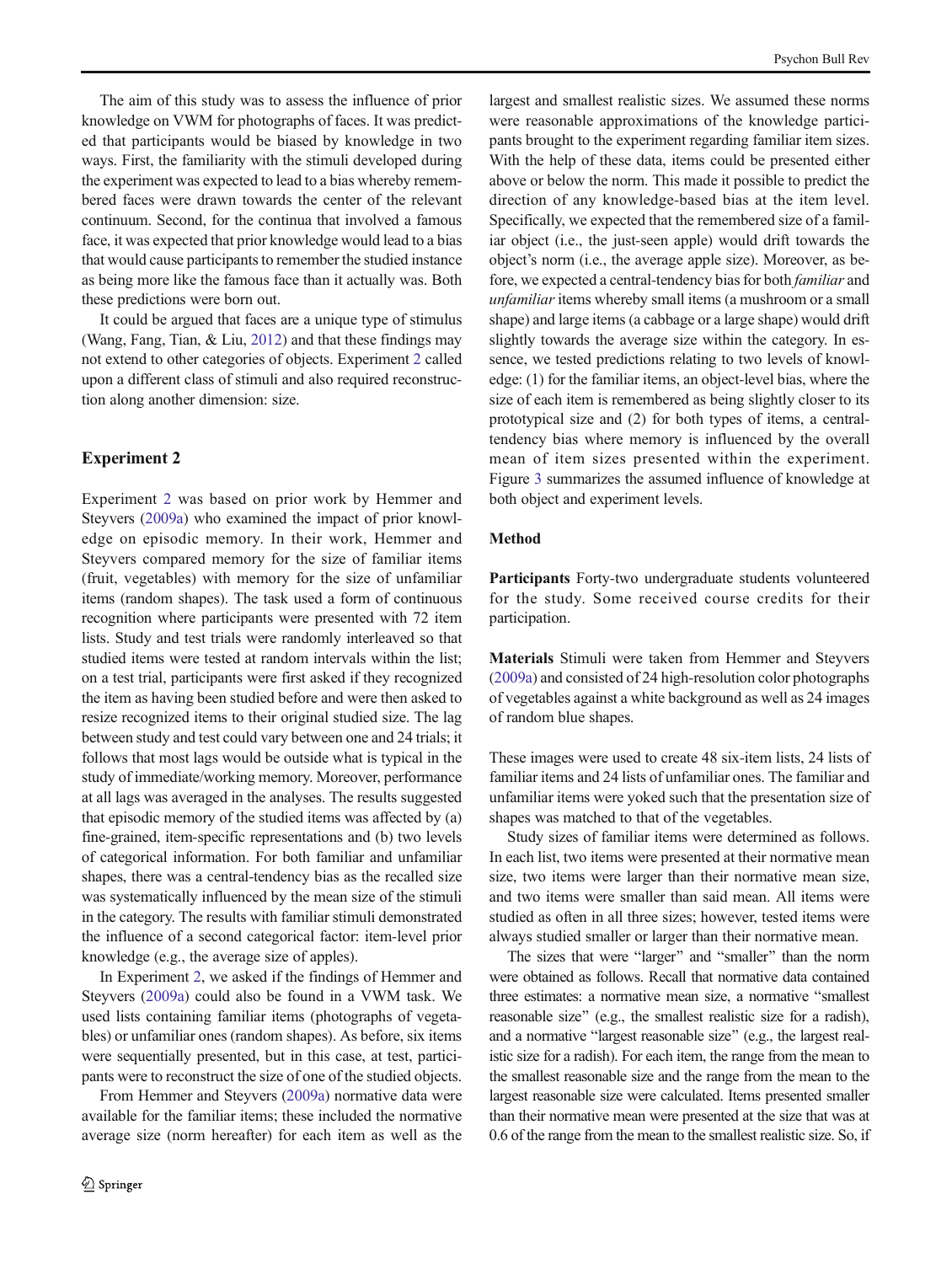The aim of this study was to assess the influence of prior knowledge on VWM for photographs of faces. It was predicted that participants would be biased by knowledge in two ways. First, the familiarity with the stimuli developed during the experiment was expected to lead to a bias whereby remembered faces were drawn towards the center of the relevant continuum. Second, for the continua that involved a famous face, it was expected that prior knowledge would lead to a bias that would cause participants to remember the studied instance as being more like the famous face than it actually was. Both these predictions were born out.

It could be argued that faces are a unique type of stimulus (Wang, Fang, Tian, & Liu, 2012) and that these findings may not extend to other categories of objects. Experiment 2 called upon a different class of stimuli and also required reconstruction along another dimension: size.

## Experiment 2

Experiment 2 was based on prior work by Hemmer and Steyvers (2009a) who examined the impact of prior knowledge on episodic memory. In their work, Hemmer and Steyvers compared memory for the size of familiar items (fruit, vegetables) with memory for the size of unfamiliar items (random shapes). The task used a form of continuous recognition where participants were presented with 72 item lists. Study and test trials were randomly interleaved so that studied items were tested at random intervals within the list; on a test trial, participants were first asked if they recognized the item as having been studied before and were then asked to resize recognized items to their original studied size. The lag between study and test could vary between one and 24 trials; it follows that most lags would be outside what is typical in the study of immediate/working memory. Moreover, performance at all lags was averaged in the analyses. The results suggested that episodic memory of the studied items was affected by (a) fine-grained, item-specific representations and (b) two levels of categorical information. For both familiar and unfamiliar shapes, there was a central-tendency bias as the recalled size was systematically influenced by the mean size of the stimuli in the category. The results with familiar stimuli demonstrated the influence of a second categorical factor: item-level prior knowledge (e.g., the average size of apples).

In Experiment 2, we asked if the findings of Hemmer and Steyvers (2009a) could also be found in a VWM task. We used lists containing familiar items (photographs of vegetables) or unfamiliar ones (random shapes). As before, six items were sequentially presented, but in this case, at test, participants were to reconstruct the size of one of the studied objects.

From Hemmer and Steyvers (2009a) normative data were available for the familiar items; these included the normative average size (norm hereafter) for each item as well as the largest and smallest realistic sizes. We assumed these norms were reasonable approximations of the knowledge participants brought to the experiment regarding familiar item sizes. With the help of these data, items could be presented either above or below the norm. This made it possible to predict the direction of any knowledge-based bias at the item level. Specifically, we expected that the remembered size of a familiar object (i.e., the just-seen apple) would drift towards the object's norm (i.e., the average apple size). Moreover, as before, we expected a central-tendency bias for both *familiar* and *unfamiliar* items whereby small items (a mushroom or a small shape) and large items (a cabbage or a large shape) would drift slightly towards the average size within the category. In essence, we tested predictions relating to two levels of knowledge: (1) for the familiar items, an object-level bias, where the size of each item is remembered as being slightly closer to its prototypical size and (2) for both types of items, a central-tendency bias where memory is influenced by the overall mean of item sizes presented within the experiment. Figure 3 summarizes the assumed influence of knowledge at both object and experiment levels.

### Method

**Participants** Forty-two undergraduate students volunteered for the study. Some received course credits for their participation.

**Materials** Stimuli were taken from Hemmer and Steyvers (2009a) and consisted of 24 high-resolution color photographs of vegetables against a white background as well as 24 images of random blue shapes.

These images were used to create 48 six-item lists, 24 lists of familiar items and 24 lists of unfamiliar ones. The familiar and unfamiliar items were yoked such that the presentation size of shapes was matched to that of the vegetables.

Study sizes of familiar items were determined as follows. In each list, two items were presented at their normative mean size, two items were larger than their normative mean size, and two items were smaller than said mean. All items were studied as often in all three sizes; however, tested items were always studied smaller or larger than their normative mean.

The sizes that were "larger" and "smaller" than the norm were obtained as follows. Recall that normative data contained three estimates: a normative mean size, a normative "smallest reasonable size" (e.g., the smallest realistic size for a radish), and a normative "largest reasonable size" (e.g., the largest realistic size for a radish). For each item, the range from the mean to the smallest reasonable size and the range from the mean to the largest reasonable size were calculated. Items presented smaller than their normative mean were presented at the size that was at 0.6 of the range from the mean to the smallest realistic size. So, if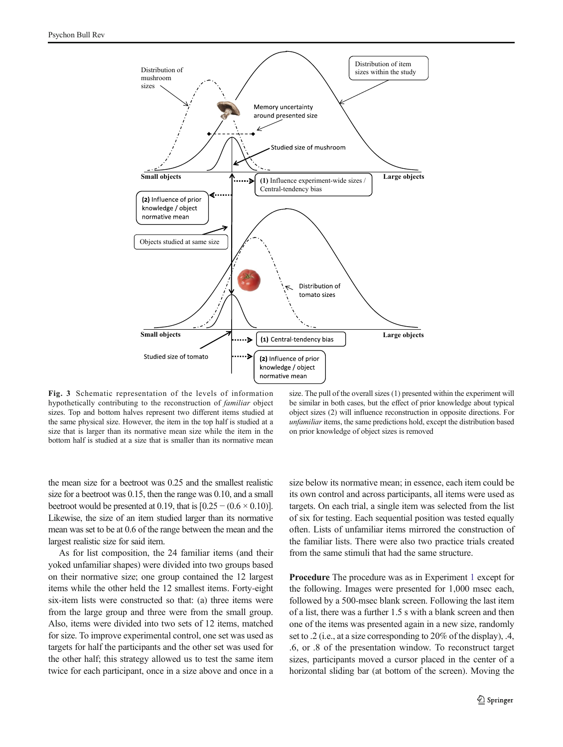**Fig. 3** Schematic representation of the levels of information hypothetically contributing to the reconstruction of *familiar* object sizes. Top and bottom halves represent two different items studied at the same physical size. However, the item in the top half is studied at a size that is larger than its normative mean size while the item in the bottom half is studied at a size that is smaller than its normative mean size. The pull of the overall sizes (1) presented within the experiment will be similar in both cases, but the effect of prior knowledge about typical object sizes (2) will influence reconstruction in opposite directions. For *unfamiliar* items, the same predictions hold, except the distribution based on prior knowledge of object sizes is removed

the mean size for a beetroot was 0.25 and the smallest realistic size for a beetroot was 0.15, then the range was 0.10, and a small beetroot would be presented at 0.19, that is [0.25 − (0.6 × 0.10)]. Likewise, the size of an item studied larger than its normative mean was set to be at 0.6 of the range between the mean and the largest realistic size for said item.

As for list composition, the 24 familiar items (and their yoked unfamiliar shapes) were divided into two groups based on their normative size; one group contained the 12 largest items while the other held the 12 smallest items. Forty-eight six-item lists were constructed so that: (a) three items were from the large group and three were from the small group. Also, items were divided into two sets of 12 items, matched for size. To improve experimental control, one set was used as targets for half the participants and the other set was used for the other half; this strategy allowed us to test the same item twice for each participant, once in a size above and once in a size below its normative mean; in essence, each item could be its own control and across participants, all items were used as targets. On each trial, a single item was selected from the list of six for testing. Each sequential position was tested equally often. Lists of unfamiliar items mirrored the construction of the familiar lists. There were also two practice trials created from the same stimuli that had the same structure.

**Procedure** The procedure was as in Experiment 1 except for the following. Images were presented for 1,000 msec each, followed by a 500-msec blank screen. Following the last item of a list, there was a further 1.5 s with a blank screen and then one of the items was presented again in a new size, randomly set to .2 (i.e., at a size corresponding to 20% of the display), .4, .6, or .8 of the presentation window. To reconstruct target sizes, participants moved a cursor placed in the center of a horizontal sliding bar (at bottom of the screen). Moving the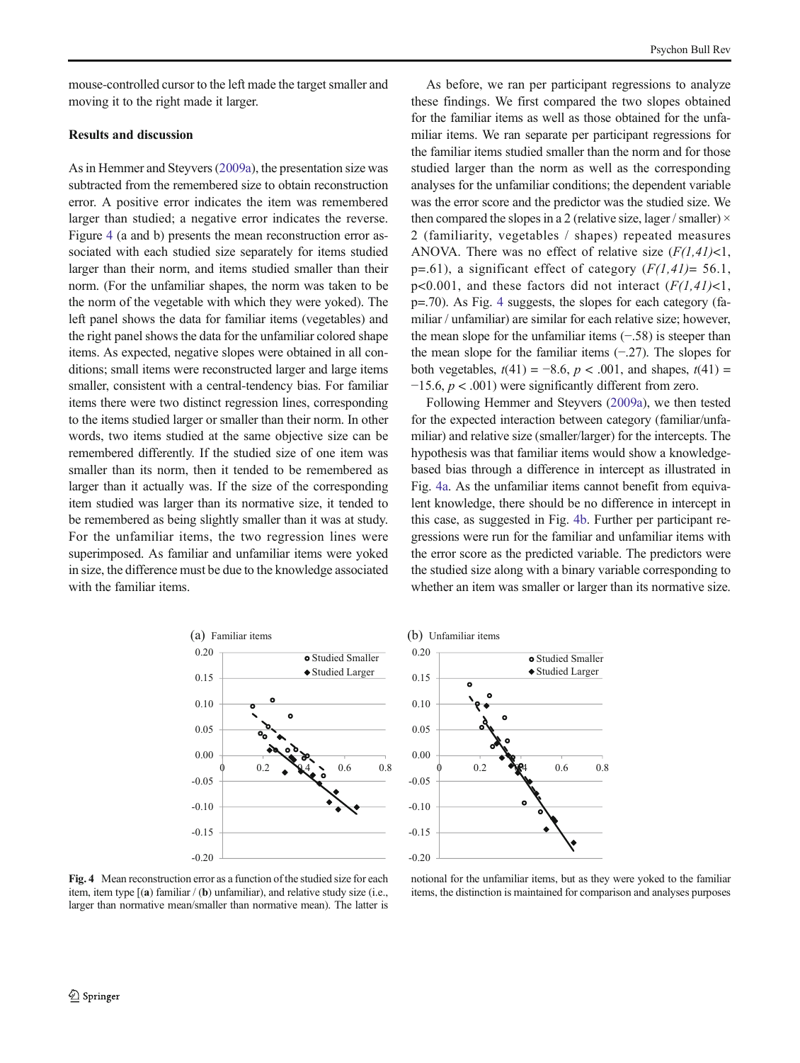mouse-controlled cursor to the left made the target smaller and moving it to the right made it larger.

### Results and discussion

As in Hemmer and Steyvers (2009a), the presentation size was subtracted from the remembered size to obtain reconstruction error. A positive error indicates the item was remembered larger than studied; a negative error indicates the reverse. Figure 4 (a and b) presents the mean reconstruction error associated with each studied size separately for items studied larger than their norm, and items studied smaller than their norm. (For the unfamiliar shapes, the norm was taken to be the norm of the vegetable with which they were yoked). The left panel shows the data for familiar items (vegetables) and the right panel shows the data for the unfamiliar colored shape items. As expected, negative slopes were obtained in all conditions; small items were reconstructed larger and large items smaller, consistent with a central-tendency bias. For familiar items there were two distinct regression lines, corresponding to the items studied larger or smaller than their norm. In other words, two items studied at the same objective size can be remembered differently. If the studied size of one item was smaller than its norm, then it tended to be remembered as larger than it actually was. If the size of the corresponding item studied was larger than its normative size, it tended to be remembered as being slightly smaller than it was at study. For the unfamiliar items, the two regression lines were superimposed. As familiar and unfamiliar items were yoked in size, the difference must be due to the knowledge associated with the familiar items.

As before, we ran per participant regressions to analyze these findings. We first compared the two slopes obtained for the familiar items as well as those obtained for the unfamiliar items. We ran separate per participant regressions for the familiar items studied smaller than the norm and for those studied larger than the norm as well as the corresponding analyses for the unfamiliar conditions; the dependent variable was the error score and the predictor was the studied size. We then compared the slopes in a 2 (relative size, lager / smaller) × 2 (familiarity, vegetables / shapes) repeated measures ANOVA. There was no effect of relative size ($F(1,41)<1$, p=.61), a significant effect of category ($F(1,41)= 56.1$, $p<0.001$, and these factors did not interact ($F(1,41)<1$, p=.70). As Fig. 4 suggests, the slopes for each category (familiar / unfamiliar) are similar for each relative size; however, the mean slope for the unfamiliar items (−.58) is steeper than the mean slope for the familiar items (−.27). The slopes for both vegetables, $t(41) = -8.6$, $p < .001$, and shapes, $t(41) = -15.6$, $p < .001$) were significantly different from zero.

Following Hemmer and Steyvers (2009a), we then tested for the expected interaction between category (familiar/unfamiliar) and relative size (smaller/larger) for the intercepts. The hypothesis was that familiar items would show a knowledge-based bias through a difference in intercept as illustrated in Fig. 4a. As the unfamiliar items cannot benefit from equivalent knowledge, there should be no difference in intercept in this case, as suggested in Fig. 4b. Further per participant regressions were run for the familiar and unfamiliar items with the error score as the predicted variable. The predictors were the studied size along with a binary variable corresponding to whether an item was smaller or larger than its normative size.

**Fig. 4** Mean reconstruction error as a function of the studied size for each item, item type [(**a**) familiar / (**b**) unfamiliar), and relative study size (i.e., larger than normative mean/smaller than normative mean). The latter is notional for the unfamiliar items, but as they were yoked to the familiar items, the distinction is maintained for comparison and analyses purposes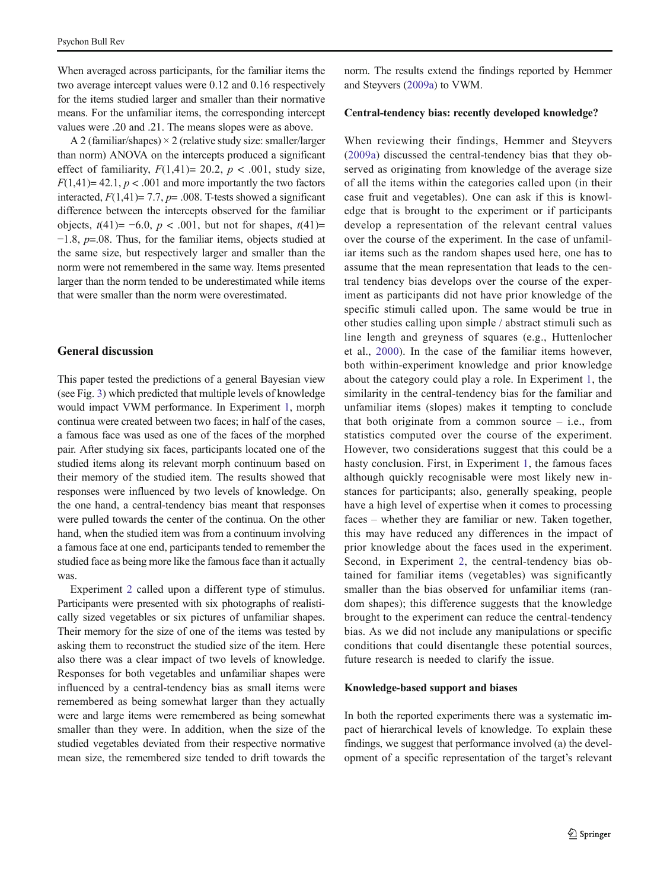When averaged across participants, for the familiar items the two average intercept values were 0.12 and 0.16 respectively for the items studied larger and smaller than their normative means. For the unfamiliar items, the corresponding intercept values were .20 and .21. The means slopes were as above.

A 2 (familiar/shapes) × 2 (relative study size: smaller/larger than norm) ANOVA on the intercepts produced a significant effect of familiarity, $F(1,41)= 20.2$, $p < .001$, study size, $F(1,41)= 42.1$, $p < .001$ and more importantly the two factors interacted, $F(1,41)= 7.7$, $p= .008$. T-tests showed a significant difference between the intercepts observed for the familiar objects, $t(41)= -6.0$, $p < .001$, but not for shapes, $t(41)= -1.8$, $p=.08$. Thus, for the familiar items, objects studied at the same size, but respectively larger and smaller than the norm were not remembered in the same way. Items presented larger than the norm tended to be underestimated while items that were smaller than the norm were overestimated.

## General discussion

This paper tested the predictions of a general Bayesian view (see Fig. 3) which predicted that multiple levels of knowledge would impact VWM performance. In Experiment 1, morph continua were created between two faces; in half of the cases, a famous face was used as one of the faces of the morphed pair. After studying six faces, participants located one of the studied items along its relevant morph continuum based on their memory of the studied item. The results showed that responses were influenced by two levels of knowledge. On the one hand, a central-tendency bias meant that responses were pulled towards the center of the continua. On the other hand, when the studied item was from a continuum involving a famous face at one end, participants tended to remember the studied face as being more like the famous face than it actually was.

Experiment 2 called upon a different type of stimulus. Participants were presented with six photographs of realistically sized vegetables or six pictures of unfamiliar shapes. Their memory for the size of one of the items was tested by asking them to reconstruct the studied size of the item. Here also there was a clear impact of two levels of knowledge. Responses for both vegetables and unfamiliar shapes were influenced by a central-tendency bias as small items were remembered as being somewhat larger than they actually were and large items were remembered as being somewhat smaller than they were. In addition, when the size of the studied vegetables deviated from their respective normative mean size, the remembered size tended to drift towards the norm. The results extend the findings reported by Hemmer and Steyvers (2009a) to VWM.

### Central-tendency bias: recently developed knowledge?

When reviewing their findings, Hemmer and Steyvers (2009a) discussed the central-tendency bias that they observed as originating from knowledge of the average size of all the items within the categories called upon (in their case fruit and vegetables). One can ask if this is knowledge that is brought to the experiment or if participants develop a representation of the relevant central values over the course of the experiment. In the case of unfamiliar items such as the random shapes used here, one has to assume that the mean representation that leads to the central tendency bias develops over the course of the experiment as participants did not have prior knowledge of the specific stimuli called upon. The same would be true in other studies calling upon simple / abstract stimuli such as line length and greyness of squares (e.g., Huttenlocher et al., 2000). In the case of the familiar items however, both within-experiment knowledge and prior knowledge about the category could play a role. In Experiment 1, the similarity in the central-tendency bias for the familiar and unfamiliar items (slopes) makes it tempting to conclude that both originate from a common source – i.e., from statistics computed over the course of the experiment. However, two considerations suggest that this could be a hasty conclusion. First, in Experiment 1, the famous faces although quickly recognisable were most likely new instances for participants; also, generally speaking, people have a high level of expertise when it comes to processing faces – whether they are familiar or new. Taken together, this may have reduced any differences in the impact of prior knowledge about the faces used in the experiment. Second, in Experiment 2, the central-tendency bias obtained for familiar items (vegetables) was significantly smaller than the bias observed for unfamiliar items (random shapes); this difference suggests that the knowledge brought to the experiment can reduce the central-tendency bias. As we did not include any manipulations or specific conditions that could disentangle these potential sources, future research is needed to clarify the issue.

### Knowledge-based support and biases

In both the reported experiments there was a systematic impact of hierarchical levels of knowledge. To explain these findings, we suggest that performance involved (a) the development of a specific representation of the target's relevant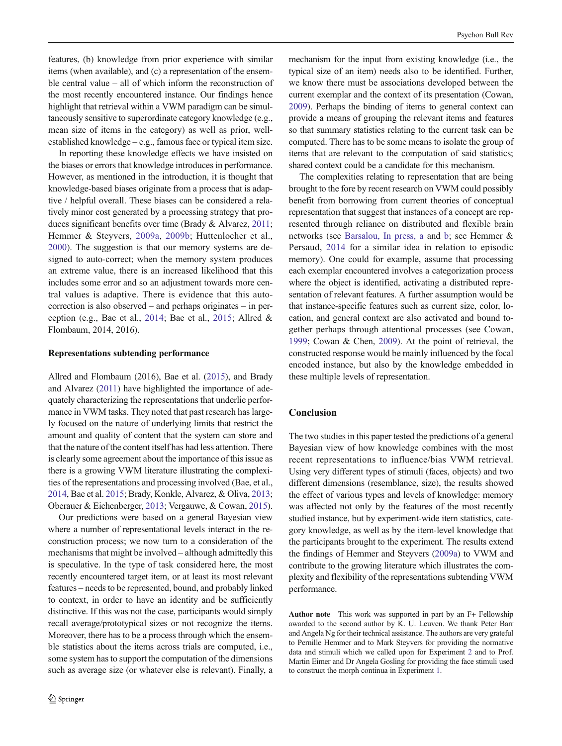features, (b) knowledge from prior experience with similar items (when available), and (c) a representation of the ensemble central value – all of which inform the reconstruction of the most recently encountered instance. Our findings hence highlight that retrieval within a VWM paradigm can be simultaneously sensitive to superordinate category knowledge (e.g., mean size of items in the category) as well as prior, well-established knowledge – e.g., famous face or typical item size.

In reporting these knowledge effects we have insisted on the biases or errors that knowledge introduces in performance. However, as mentioned in the introduction, it is thought that knowledge-based biases originate from a process that is adaptive / helpful overall. These biases can be considered a relatively minor cost generated by a processing strategy that produces significant benefits over time (Brady & Alvarez, 2011; Hemmer & Steyvers, 2009a, 2009b; Huttenlocher et al., 2000). The suggestion is that our memory systems are designed to auto-correct; when the memory system produces an extreme value, there is an increased likelihood that this includes some error and so an adjustment towards more central values is adaptive. There is evidence that this auto-correction is also observed – and perhaps originates – in perception (e.g., Bae et al., 2014; Bae et al., 2015; Allred & Flombaum, 2014, 2016).

### Representations subtending performance

Allred and Flombaum (2016), Bae et al. (2015), and Brady and Alvarez (2011) have highlighted the importance of adequately characterizing the representations that underlie performance in VWM tasks. They noted that past research has largely focused on the nature of underlying limits that restrict the amount and quality of content that the system can store and that the nature of the content itself has had less attention. There is clearly some agreement about the importance of this issue as there is a growing VWM literature illustrating the complexities of the representations and processing involved (Bae, et al., 2014, Bae et al. 2015; Brady, Konkle, Alvarez, & Oliva, 2013; Oberauer & Eichenberger, 2013; Vergauwe, & Cowan, 2015).

Our predictions were based on a general Bayesian view where a number of representational levels interact in the reconstruction process; we now turn to a consideration of the mechanisms that might be involved – although admittedly this is speculative. In the type of task considered here, the most recently encountered target item, or at least its most relevant features – needs to be represented, bound, and probably linked to context, in order to have an identity and be sufficiently distinctive. If this was not the case, participants would simply recall average/prototypical sizes or not recognize the items. Moreover, there has to be a process through which the ensemble statistics about the items across trials are computed, i.e., some system has to support the computation of the dimensions such as average size (or whatever else is relevant). Finally, a mechanism for the input from existing knowledge (i.e., the typical size of an item) needs also to be identified. Further, we know there must be associations developed between the current exemplar and the context of its presentation (Cowan, 2009). Perhaps the binding of items to general context can provide a means of grouping the relevant items and features so that summary statistics relating to the current task can be computed. There has to be some means to isolate the group of items that are relevant to the computation of said statistics; shared context could be a candidate for this mechanism.

The complexities relating to representation that are being brought to the fore by recent research on VWM could possibly benefit from borrowing from current theories of conceptual representation that suggest that instances of a concept are represented through reliance on distributed and flexible brain networks (see Barsalou, In press, a and b; see Hemmer & Persaud, 2014 for a similar idea in relation to episodic memory). One could for example, assume that processing each exemplar encountered involves a categorization process where the object is identified, activating a distributed representation of relevant features. A further assumption would be that instance-specific features such as current size, color, location, and general context are also activated and bound together perhaps through attentional processes (see Cowan, 1999; Cowan & Chen, 2009). At the point of retrieval, the constructed response would be mainly influenced by the focal encoded instance, but also by the knowledge embedded in these multiple levels of representation.

## Conclusion

The two studies in this paper tested the predictions of a general Bayesian view of how knowledge combines with the most recent representations to influence/bias VWM retrieval. Using very different types of stimuli (faces, objects) and two different dimensions (resemblance, size), the results showed the effect of various types and levels of knowledge: memory was affected not only by the features of the most recently studied instance, but by experiment-wide item statistics, category knowledge, as well as by the item-level knowledge that the participants brought to the experiment. The results extend the findings of Hemmer and Steyvers (2009a) to VWM and contribute to the growing literature which illustrates the complexity and flexibility of the representations subtending VWM performance.

**Author note** This work was supported in part by an F+ Fellowship awarded to the second author by K. U. Leuven. We thank Peter Barr and Angela Ng for their technical assistance. The authors are very grateful to Pernille Hemmer and to Mark Steyvers for providing the normative data and stimuli which we called upon for Experiment 2 and to Prof. Martin Eimer and Dr Angela Gosling for providing the face stimuli used to construct the morph continua in Experiment 1.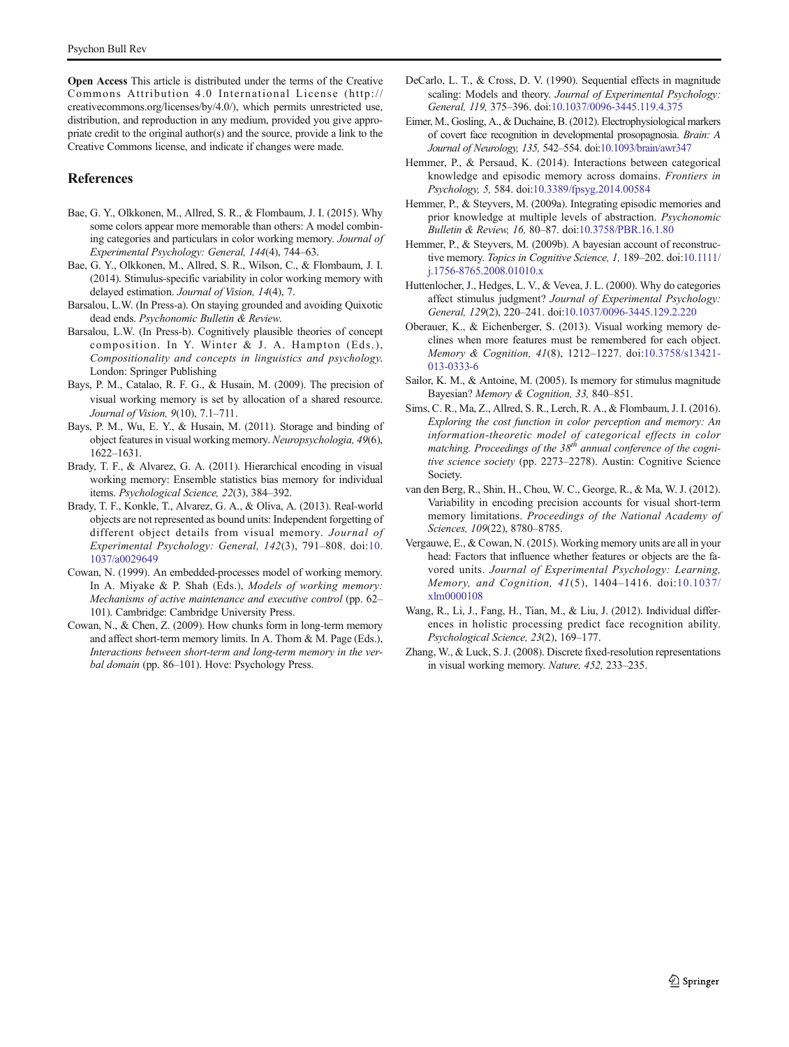**Open Access** This article is distributed under the terms of the Creative Commons Attribution 4.0 International License (http://creativecommons.org/licenses/by/4.0/), which permits unrestricted use, distribution, and reproduction in any medium, provided you give appropriate credit to the original author(s) and the source, provide a link to the Creative Commons license, and indicate if changes were made.

## References

Bae, G. Y., Olkkonen, M., Allred, S. R., & Flombaum, J. I. (2015). Why some colors appear more memorable than others: A model combining categories and particulars in color working memory. *Journal of Experimental Psychology: General, 144*(4), 744–63.

Bae, G. Y., Olkkonen, M., Allred, S. R., Wilson, C., & Flombaum, J. I. (2014). Stimulus-specific variability in color working memory with delayed estimation. *Journal of Vision, 14*(4), 7.

Barsalou, L.W. (In Press-a). On staying grounded and avoiding Quixotic dead ends. *Psychonomic Bulletin & Review*.

Barsalou, L.W. (In Press-b). Cognitively plausible theories of concept composition. In Y. Winter & J. A. Hampton (Eds.), *Compositionality and concepts in linguistics and psychology*. London: Springer Publishing

Bays, P. M., Catalao, R. F. G., & Husain, M. (2009). The precision of visual working memory is set by allocation of a shared resource. *Journal of Vision, 9*(10), 7.1–711.

Bays, P. M., Wu, E. Y., & Husain, M. (2011). Storage and binding of object features in visual working memory. *Neuropsychologia, 49*(6), 1622–1631.

Brady, T. F., & Alvarez, G. A. (2011). Hierarchical encoding in visual working memory: Ensemble statistics bias memory for individual items. *Psychological Science, 22*(3), 384–392.

Brady, T. F., Konkle, T., Alvarez, G. A., & Oliva, A. (2013). Real-world objects are not represented as bound units: Independent forgetting of different object details from visual memory. *Journal of Experimental Psychology: General, 142*(3), 791–808. doi:10.1037/a0029649

Cowan, N. (1999). An embedded-processes model of working memory. In A. Miyake & P. Shah (Eds.), *Models of working memory: Mechanisms of active maintenance and executive control* (pp. 62–101). Cambridge: Cambridge University Press.

Cowan, N., & Chen, Z. (2009). How chunks form in long-term memory and affect short-term memory limits. In A. Thorn & M. Page (Eds.), *Interactions between short-term and long-term memory in the verbal domain* (pp. 86–101). Hove: Psychology Press.

DeCarlo, L. T., & Cross, D. V. (1990). Sequential effects in magnitude scaling: Models and theory. *Journal of Experimental Psychology: General, 119,* 375–396. doi:10.1037/0096-3445.119.4.375

Eimer, M., Gosling, A., & Duchaine, B. (2012). Electrophysiological markers of covert face recognition in developmental prosopagnosia. *Brain: A Journal of Neurology, 135,* 542–554. doi:10.1093/brain/awr347

Hemmer, P., & Persaud, K. (2014). Interactions between categorical knowledge and episodic memory across domains. *Frontiers in Psychology, 5,* 584. doi:10.3389/fpsyg.2014.00584

Hemmer, P., & Steyvers, M. (2009a). Integrating episodic memories and prior knowledge at multiple levels of abstraction. *Psychonomic Bulletin & Review, 16,* 80–87. doi:10.3758/PBR.16.1.80

Hemmer, P., & Steyvers, M. (2009b). A bayesian account of reconstructive memory. *Topics in Cognitive Science, 1,* 189–202. doi:10.1111/j.1756-8765.2008.01010.x

Huttenlocher, J., Hedges, L. V., & Vevea, J. L. (2000). Why do categories affect stimulus judgment? *Journal of Experimental Psychology: General, 129*(2), 220–241. doi:10.1037/0096-3445.129.2.220

Oberauer, K., & Eichenberger, S. (2013). Visual working memory declines when more features must be remembered for each object. *Memory & Cognition, 41*(8), 1212–1227. doi:10.3758/s13421-013-0333-6

Sailor, K. M., & Antoine, M. (2005). Is memory for stimulus magnitude Bayesian? *Memory & Cognition, 33,* 840–851.

Sims, C. R., Ma, Z., Allred, S. R., Lerch, R. A., & Flombaum, J. I. (2016). *Exploring the cost function in color perception and memory: An information-theoretic model of categorical effects in color matching. Proceedings of the 38th annual conference of the cognitive science society* (pp. 2273–2278). Austin: Cognitive Science Society.

van den Berg, R., Shin, H., Chou, W. C., George, R., & Ma, W. J. (2012). Variability in encoding precision accounts for visual short-term memory limitations. *Proceedings of the National Academy of Sciences, 109*(22), 8780–8785.

Vergauwe, E., & Cowan, N. (2015). Working memory units are all in your head: Factors that influence whether features or objects are the favored units. *Journal of Experimental Psychology: Learning, Memory, and Cognition, 41*(5), 1404–1416. doi:10.1037/xlm0000108

Wang, R., Li, J., Fang, H., Tian, M., & Liu, J. (2012). Individual differences in holistic processing predict face recognition ability. *Psychological Science, 23*(2), 169–177.

Zhang, W., & Luck, S. J. (2008). Discrete fixed-resolution representations in visual working memory. *Nature, 452,* 233–235.